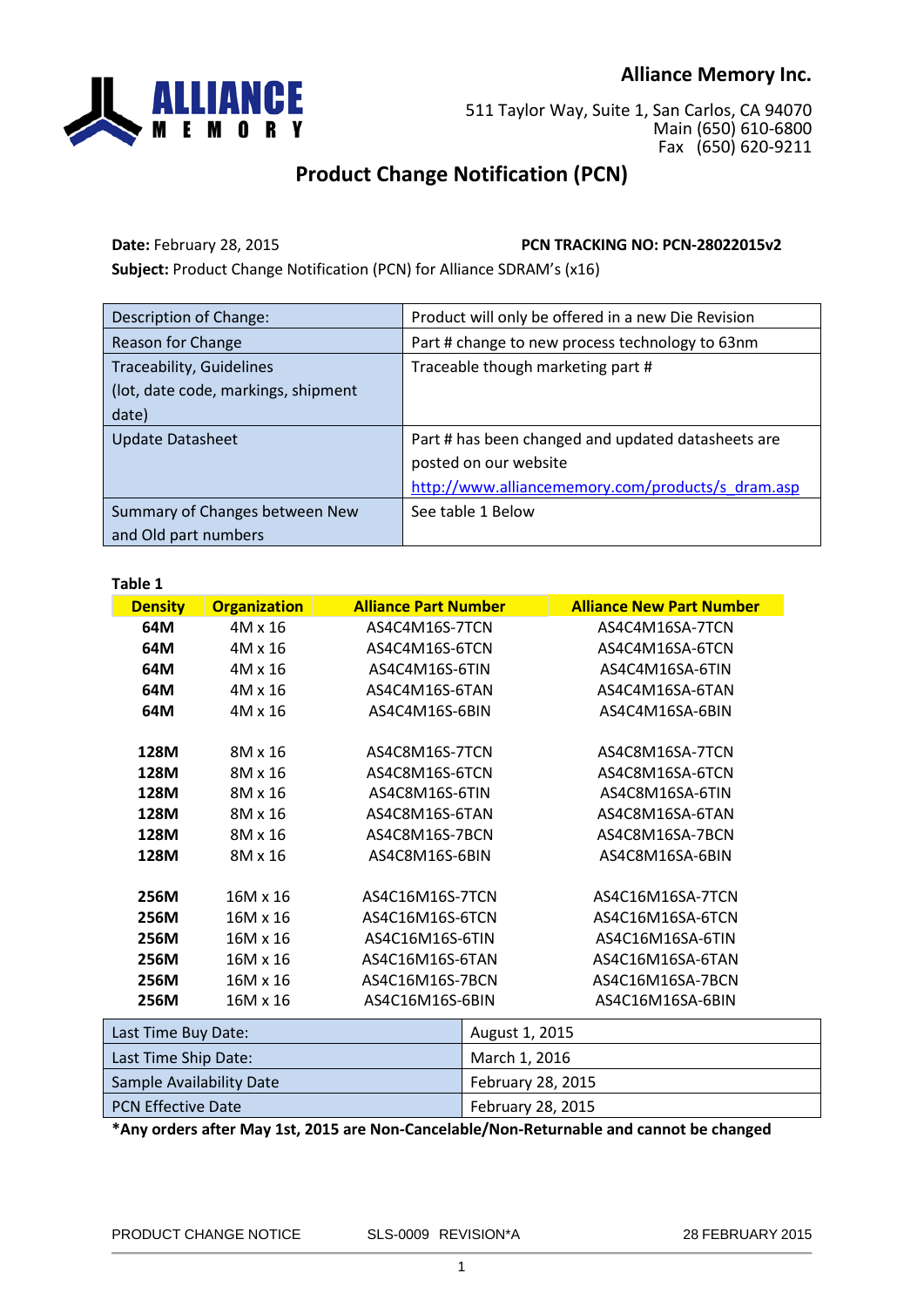**Alliance Memory Inc.**

511 Taylor Way, Suite 1, San Carlos, CA 94070
Main (650) 610-6800
Fax (650) 620-9211

# Product Change Notification (PCN)

**Date:** February 28, 2015 **PCN TRACKING NO: PCN-28022015v2**

**Subject:** Product Change Notification (PCN) for Alliance SDRAM's (x16)

| | |
|---|---|
| Description of Change: | Product will only be offered in a new Die Revision |
| Reason for Change | Part # change to new process technology to 63nm |
| Traceability, Guidelines (lot, date code, markings, shipment date) | Traceable though marketing part # |
| Update Datasheet | Part # has been changed and updated datasheets are posted on our website http://www.alliancememory.com/products/s_dram.asp |
| Summary of Changes between New and Old part numbers | See table 1 Below |

**Table 1**

| Density | Organization | Alliance Part Number | Alliance New Part Number |
|---|---|---|---|
| **64M** | 4M x 16 | AS4C4M16S-7TCN | AS4C4M16SA-7TCN |
| **64M** | 4M x 16 | AS4C4M16S-6TCN | AS4C4M16SA-6TCN |
| **64M** | 4M x 16 | AS4C4M16S-6TIN | AS4C4M16SA-6TIN |
| **64M** | 4M x 16 | AS4C4M16S-6TAN | AS4C4M16SA-6TAN |
| **64M** | 4M x 16 | AS4C4M16S-6BIN | AS4C4M16SA-6BIN |
| | | | |
| **128M** | 8M x 16 | AS4C8M16S-7TCN | AS4C8M16SA-7TCN |
| **128M** | 8M x 16 | AS4C8M16S-6TCN | AS4C8M16SA-6TCN |
| **128M** | 8M x 16 | AS4C8M16S-6TIN | AS4C8M16SA-6TIN |
| **128M** | 8M x 16 | AS4C8M16S-6TAN | AS4C8M16SA-6TAN |
| **128M** | 8M x 16 | AS4C8M16S-7BCN | AS4C8M16SA-7BCN |
| **128M** | 8M x 16 | AS4C8M16S-6BIN | AS4C8M16SA-6BIN |
| | | | |
| **256M** | 16M x 16 | AS4C16M16S-7TCN | AS4C16M16SA-7TCN |
| **256M** | 16M x 16 | AS4C16M16S-6TCN | AS4C16M16SA-6TCN |
| **256M** | 16M x 16 | AS4C16M16S-6TIN | AS4C16M16SA-6TIN |
| **256M** | 16M x 16 | AS4C16M16S-6TAN | AS4C16M16SA-6TAN |
| **256M** | 16M x 16 | AS4C16M16S-7BCN | AS4C16M16SA-7BCN |
| **256M** | 16M x 16 | AS4C16M16S-6BIN | AS4C16M16SA-6BIN |

| | |
|---|---|
| Last Time Buy Date: | August 1, 2015 |
| Last Time Ship Date: | March 1, 2016 |
| Sample Availability Date | February 28, 2015 |
| PCN Effective Date | February 28, 2015 |

**\*Any orders after May 1st, 2015 are Non-Cancelable/Non-Returnable and cannot be changed**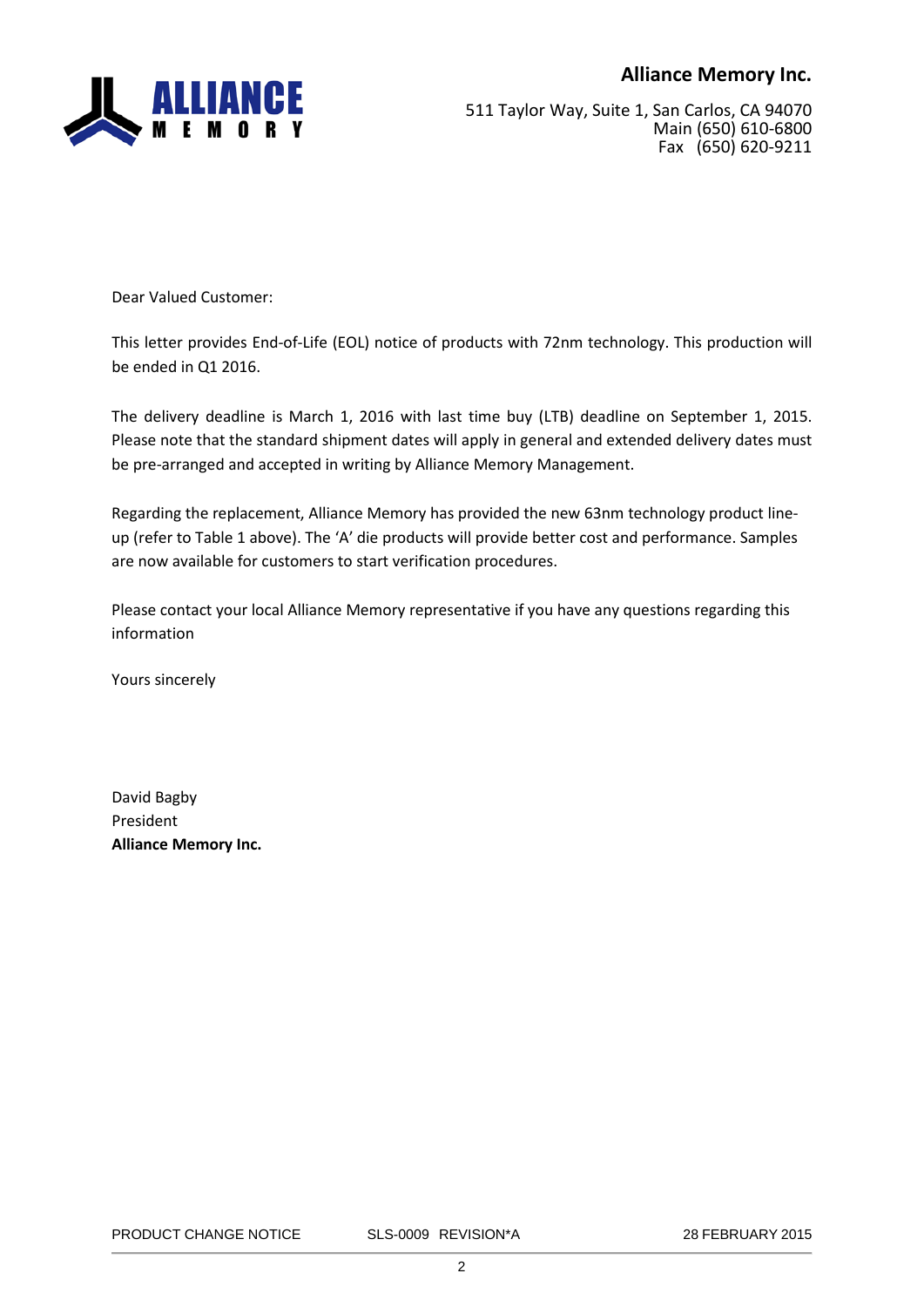**Alliance Memory Inc.**

511 Taylor Way, Suite 1, San Carlos, CA 94070
Main (650) 610-6800
Fax (650) 620-9211

Dear Valued Customer:

This letter provides End-of-Life (EOL) notice of products with 72nm technology. This production will be ended in Q1 2016.

The delivery deadline is March 1, 2016 with last time buy (LTB) deadline on September 1, 2015. Please note that the standard shipment dates will apply in general and extended delivery dates must be pre-arranged and accepted in writing by Alliance Memory Management.

Regarding the replacement, Alliance Memory has provided the new 63nm technology product line-up (refer to Table 1 above). The 'A' die products will provide better cost and performance. Samples are now available for customers to start verification procedures.

Please contact your local Alliance Memory representative if you have any questions regarding this information

Yours sincerely

David Bagby
President
**Alliance Memory Inc.**